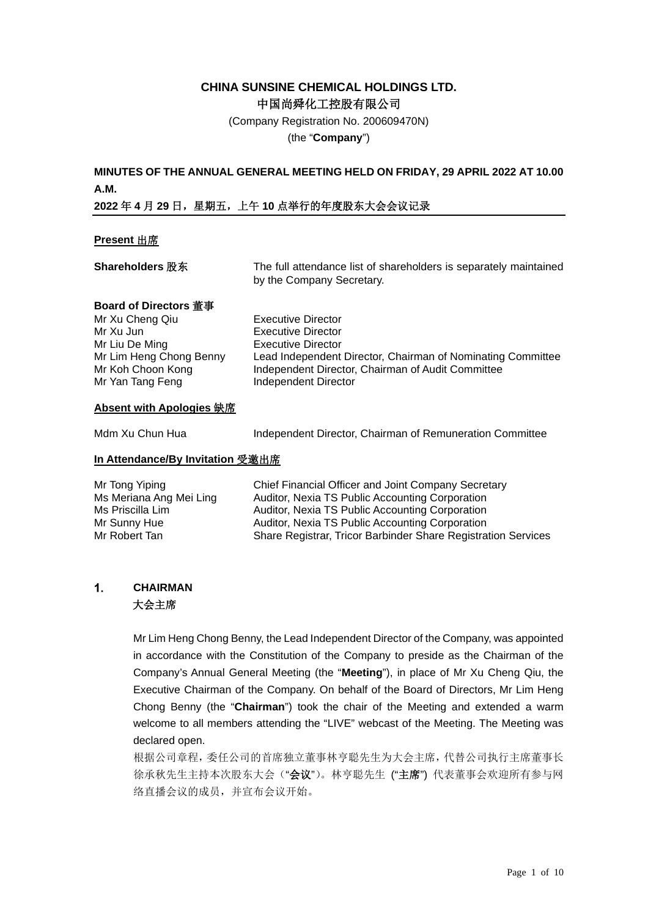**CHINA SUNSINE CHEMICAL HOLDINGS LTD.**

中国尚舜化工控股有限公司

(Company Registration No. 200609470N)

(the "**Company**")

**MINUTES OF THE ANNUAL GENERAL MEETING HELD ON FRIDAY, 29 APRIL 2022 AT 10.00 A.M.**

**2022 年 4 月 29 日，星期五，上午 10 点举行的年度股东大会会议记录**

---

**Present 出席**

| | |
|---|---|
| **Shareholders 股东** | The full attendance list of shareholders is separately maintained by the Company Secretary. |

**Board of Directors 董事**

| | |
|---|---|
| Mr Xu Cheng Qiu | Executive Director |
| Mr Xu Jun | Executive Director |
| Mr Liu De Ming | Executive Director |
| Mr Lim Heng Chong Benny | Lead Independent Director, Chairman of Nominating Committee |
| Mr Koh Choon Kong | Independent Director, Chairman of Audit Committee |
| Mr Yan Tang Feng | Independent Director |

**Absent with Apologies 缺席**

| | |
|---|---|
| Mdm Xu Chun Hua | Independent Director, Chairman of Remuneration Committee |

**In Attendance/By Invitation 受邀出席**

| | |
|---|---|
| Mr Tong Yiping | Chief Financial Officer and Joint Company Secretary |
| Ms Meriana Ang Mei Ling | Auditor, Nexia TS Public Accounting Corporation |
| Ms Priscilla Lim | Auditor, Nexia TS Public Accounting Corporation |
| Mr Sunny Hue | Auditor, Nexia TS Public Accounting Corporation |
| Mr Robert Tan | Share Registrar, Tricor Barbinder Share Registration Services |

## 1. CHAIRMAN
大会主席

Mr Lim Heng Chong Benny, the Lead Independent Director of the Company, was appointed in accordance with the Constitution of the Company to preside as the Chairman of the Company's Annual General Meeting (the "**Meeting**"), in place of Mr Xu Cheng Qiu, the Executive Chairman of the Company. On behalf of the Board of Directors, Mr Lim Heng Chong Benny (the "**Chairman**") took the chair of the Meeting and extended a warm welcome to all members attending the "LIVE" webcast of the Meeting. The Meeting was declared open.

根据公司章程，委任公司的首席独立董事林亨聪先生为大会主席，代替公司执行主席董事长徐承秋先生主持本次股东大会（"**会议**"）。林亨聪先生 ("**主席**") 代表董事会欢迎所有参与网络直播会议的成员，并宣布会议开始。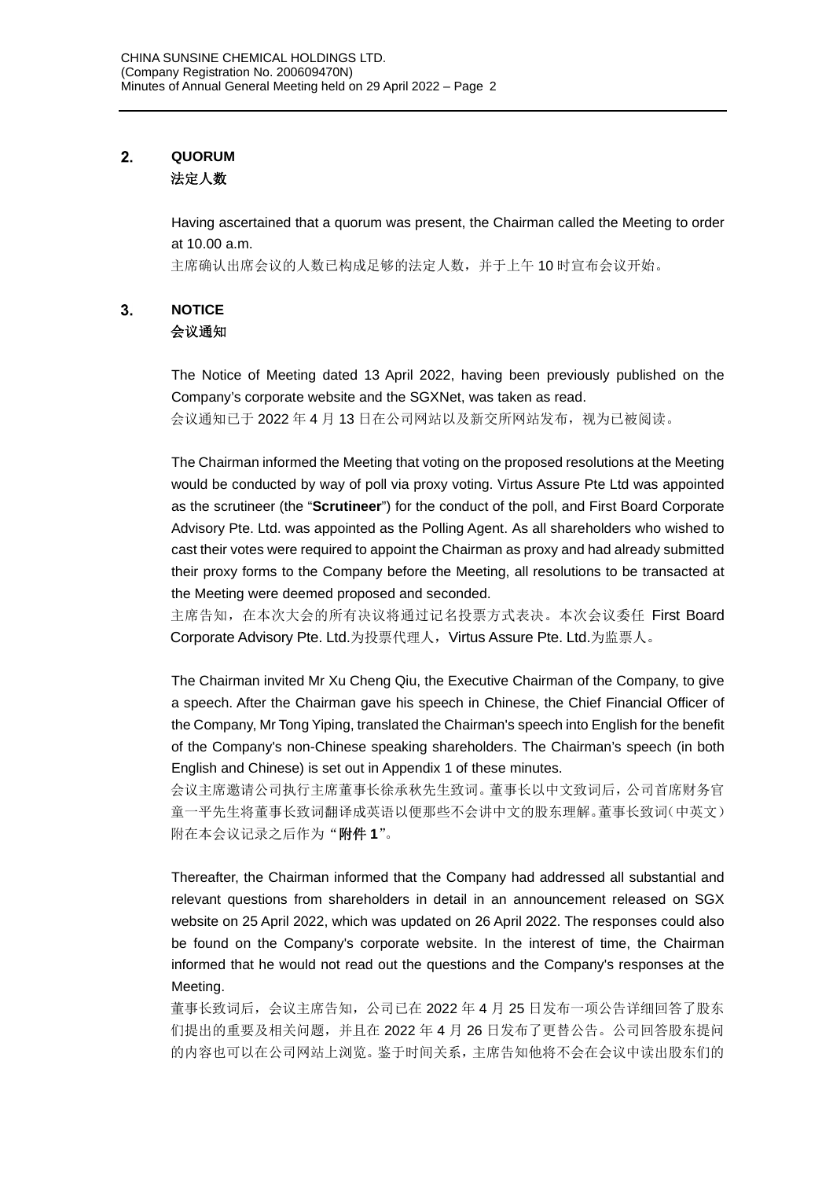## 2. QUORUM
## 法定人数

Having ascertained that a quorum was present, the Chairman called the Meeting to order at 10.00 a.m.
主席确认出席会议的人数已构成足够的法定人数，并于上午 10 时宣布会议开始。

## 3. NOTICE
## 会议通知

The Notice of Meeting dated 13 April 2022, having been previously published on the Company's corporate website and the SGXNet, was taken as read.
会议通知已于 2022 年 4 月 13 日在公司网站以及新交所网站发布，视为已被阅读。

The Chairman informed the Meeting that voting on the proposed resolutions at the Meeting would be conducted by way of poll via proxy voting. Virtus Assure Pte Ltd was appointed as the scrutineer (the "**Scrutineer**") for the conduct of the poll, and First Board Corporate Advisory Pte. Ltd. was appointed as the Polling Agent. As all shareholders who wished to cast their votes were required to appoint the Chairman as proxy and had already submitted their proxy forms to the Company before the Meeting, all resolutions to be transacted at the Meeting were deemed proposed and seconded.
主席告知，在本次大会的所有决议将通过记名投票方式表决。本次会议委任 First Board Corporate Advisory Pte. Ltd.为投票代理人，Virtus Assure Pte. Ltd.为监票人。

The Chairman invited Mr Xu Cheng Qiu, the Executive Chairman of the Company, to give a speech. After the Chairman gave his speech in Chinese, the Chief Financial Officer of the Company, Mr Tong Yiping, translated the Chairman's speech into English for the benefit of the Company's non-Chinese speaking shareholders. The Chairman's speech (in both English and Chinese) is set out in Appendix 1 of these minutes.
会议主席邀请公司执行主席董事长徐承秋先生致词。董事长以中文致词后，公司首席财务官童一平先生将董事长致词翻译成英语以便那些不会讲中文的股东理解。董事长致词（中英文）附在本会议记录之后作为"**附件 1**"。

Thereafter, the Chairman informed that the Company had addressed all substantial and relevant questions from shareholders in detail in an announcement released on SGX website on 25 April 2022, which was updated on 26 April 2022. The responses could also be found on the Company's corporate website. In the interest of time, the Chairman informed that he would not read out the questions and the Company's responses at the Meeting.
董事长致词后，会议主席告知，公司已在 2022 年 4 月 25 日发布一项公告详细回答了股东们提出的重要及相关问题，并且在 2022 年 4 月 26 日发布了更替公告。公司回答股东提问的内容也可以在公司网站上浏览。鉴于时间关系，主席告知他将不会在会议中读出股东们的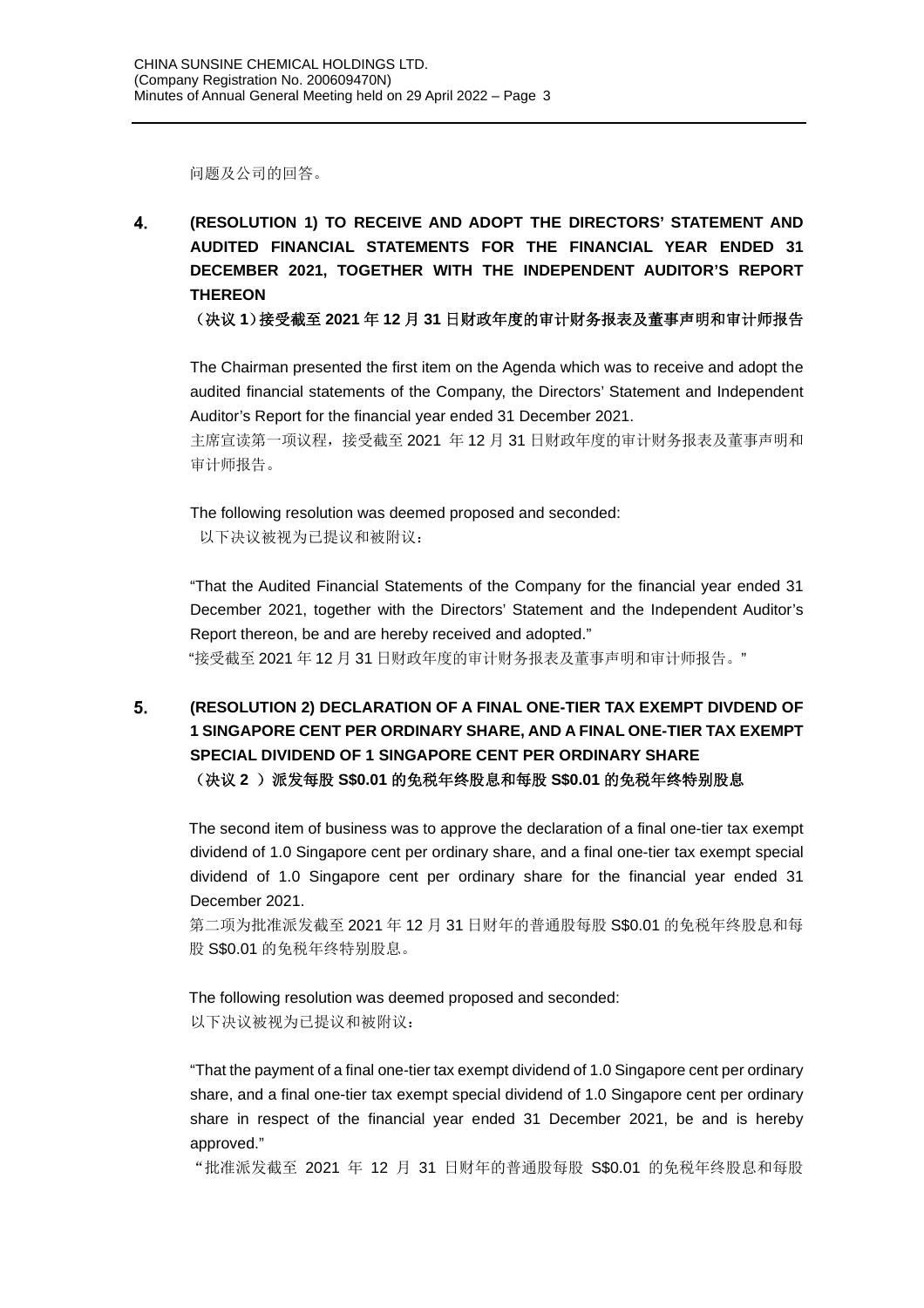问题及公司的回答。

## 4. (RESOLUTION 1) TO RECEIVE AND ADOPT THE DIRECTORS' STATEMENT AND AUDITED FINANCIAL STATEMENTS FOR THE FINANCIAL YEAR ENDED 31 DECEMBER 2021, TOGETHER WITH THE INDEPENDENT AUDITOR'S REPORT THEREON

**（决议 1）接受截至 2021 年 12 月 31 日财政年度的审计财务报表及董事声明和审计师报告**

The Chairman presented the first item on the Agenda which was to receive and adopt the audited financial statements of the Company, the Directors' Statement and Independent Auditor's Report for the financial year ended 31 December 2021.

主席宣读第一项议程，接受截至 2021 年 12 月 31 日财政年度的审计财务报表及董事声明和审计师报告。

The following resolution was deemed proposed and seconded:

以下决议被视为已提议和被附议：

"That the Audited Financial Statements of the Company for the financial year ended 31 December 2021, together with the Directors' Statement and the Independent Auditor's Report thereon, be and are hereby received and adopted."

"接受截至 2021 年 12 月 31 日财政年度的审计财务报表及董事声明和审计师报告。"

## 5. (RESOLUTION 2) DECLARATION OF A FINAL ONE-TIER TAX EXEMPT DIVDEND OF 1 SINGAPORE CENT PER ORDINARY SHARE, AND A FINAL ONE-TIER TAX EXEMPT SPECIAL DIVIDEND OF 1 SINGAPORE CENT PER ORDINARY SHARE

**（决议 2 ）派发每股 S$0.01 的免税年终股息和每股 S$0.01 的免税年终特别股息**

The second item of business was to approve the declaration of a final one-tier tax exempt dividend of 1.0 Singapore cent per ordinary share, and a final one-tier tax exempt special dividend of 1.0 Singapore cent per ordinary share for the financial year ended 31 December 2021.

第二项为批准派发截至 2021 年 12 月 31 日财年的普通股每股 S$0.01 的免税年终股息和每股 S$0.01 的免税年终特别股息。

The following resolution was deemed proposed and seconded:

以下决议被视为已提议和被附议：

"That the payment of a final one-tier tax exempt dividend of 1.0 Singapore cent per ordinary share, and a final one-tier tax exempt special dividend of 1.0 Singapore cent per ordinary share in respect of the financial year ended 31 December 2021, be and is hereby approved."

"批准派发截至 2021 年 12 月 31 日财年的普通股每股 S$0.01 的免税年终股息和每股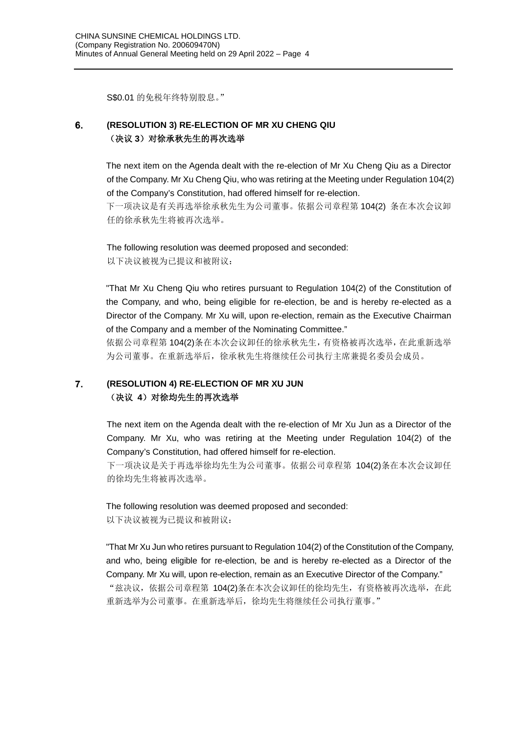S$0.01 的免税年终特别股息。"

## 6. (RESOLUTION 3) RE-ELECTION OF MR XU CHENG QIU
**（决议 3）对徐承秋先生的再次选举**

The next item on the Agenda dealt with the re-election of Mr Xu Cheng Qiu as a Director of the Company. Mr Xu Cheng Qiu, who was retiring at the Meeting under Regulation 104(2) of the Company's Constitution, had offered himself for re-election.
下一项决议是有关再选举徐承秋先生为公司董事。依据公司章程第 104(2) 条在本次会议卸任的徐承秋先生将被再次选举。

The following resolution was deemed proposed and seconded:
以下决议被视为已提议和被附议：

"That Mr Xu Cheng Qiu who retires pursuant to Regulation 104(2) of the Constitution of the Company, and who, being eligible for re-election, be and is hereby re-elected as a Director of the Company. Mr Xu will, upon re-election, remain as the Executive Chairman of the Company and a member of the Nominating Committee."
依据公司章程第 104(2)条在本次会议卸任的徐承秋先生，有资格被再次选举，在此重新选举为公司董事。在重新选举后，徐承秋先生将继续任公司执行主席兼提名委员会成员。

## 7. (RESOLUTION 4) RE-ELECTION OF MR XU JUN
**（决议 4）对徐均先生的再次选举**

The next item on the Agenda dealt with the re-election of Mr Xu Jun as a Director of the Company. Mr Xu, who was retiring at the Meeting under Regulation 104(2) of the Company's Constitution, had offered himself for re-election.
下一项决议是关于再选举徐均先生为公司董事。依据公司章程第 104(2)条在本次会议卸任的徐均先生将被再次选举。

The following resolution was deemed proposed and seconded:
以下决议被视为已提议和被附议：

"That Mr Xu Jun who retires pursuant to Regulation 104(2) of the Constitution of the Company, and who, being eligible for re-election, be and is hereby re-elected as a Director of the Company. Mr Xu will, upon re-election, remain as an Executive Director of the Company."
"兹决议，依据公司章程第 104(2)条在本次会议卸任的徐均先生，有资格被再次选举，在此重新选举为公司董事。在重新选举后，徐均先生将继续任公司执行董事。"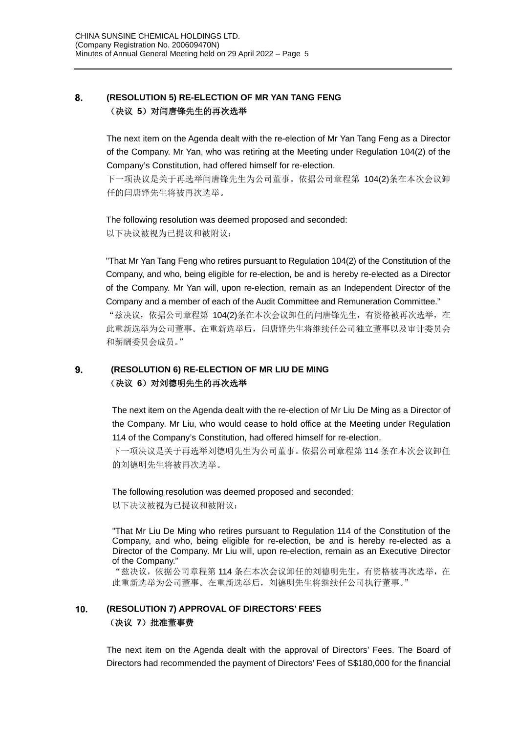## 8. (RESOLUTION 5) RE-ELECTION OF MR YAN TANG FENG
## （决议 5）对闫唐锋先生的再次选举

The next item on the Agenda dealt with the re-election of Mr Yan Tang Feng as a Director of the Company. Mr Yan, who was retiring at the Meeting under Regulation 104(2) of the Company's Constitution, had offered himself for re-election.
下一项决议是关于再选举闫唐锋先生为公司董事。依据公司章程第 104(2)条在本次会议卸任的闫唐锋先生将被再次选举。

The following resolution was deemed proposed and seconded:
以下决议被视为已提议和被附议：

"That Mr Yan Tang Feng who retires pursuant to Regulation 104(2) of the Constitution of the Company, and who, being eligible for re-election, be and is hereby re-elected as a Director of the Company. Mr Yan will, upon re-election, remain as an Independent Director of the Company and a member of each of the Audit Committee and Remuneration Committee."
"兹决议，依据公司章程第 104(2)条在本次会议卸任的闫唐锋先生，有资格被再次选举，在此重新选举为公司董事。在重新选举后，闫唐锋先生将继续任公司独立董事以及审计委员会和薪酬委员会成员。"

## 9. (RESOLUTION 6) RE-ELECTION OF MR LIU DE MING
## （决议 6）对刘德明先生的再次选举

The next item on the Agenda dealt with the re-election of Mr Liu De Ming as a Director of the Company. Mr Liu, who would cease to hold office at the Meeting under Regulation 114 of the Company's Constitution, had offered himself for re-election.
下一项决议是关于再选举刘德明先生为公司董事。依据公司章程第 114 条在本次会议卸任的刘德明先生将被再次选举。

The following resolution was deemed proposed and seconded:
以下决议被视为已提议和被附议：

"That Mr Liu De Ming who retires pursuant to Regulation 114 of the Constitution of the Company, and who, being eligible for re-election, be and is hereby re-elected as a Director of the Company. Mr Liu will, upon re-election, remain as an Executive Director of the Company."
"兹决议，依据公司章程第 114 条在本次会议卸任的刘德明先生，有资格被再次选举，在此重新选举为公司董事。在重新选举后，刘德明先生将继续任公司执行董事。"

## 10. (RESOLUTION 7) APPROVAL OF DIRECTORS' FEES
## （决议 7）批准董事费

The next item on the Agenda dealt with the approval of Directors' Fees. The Board of Directors had recommended the payment of Directors' Fees of S$180,000 for the financial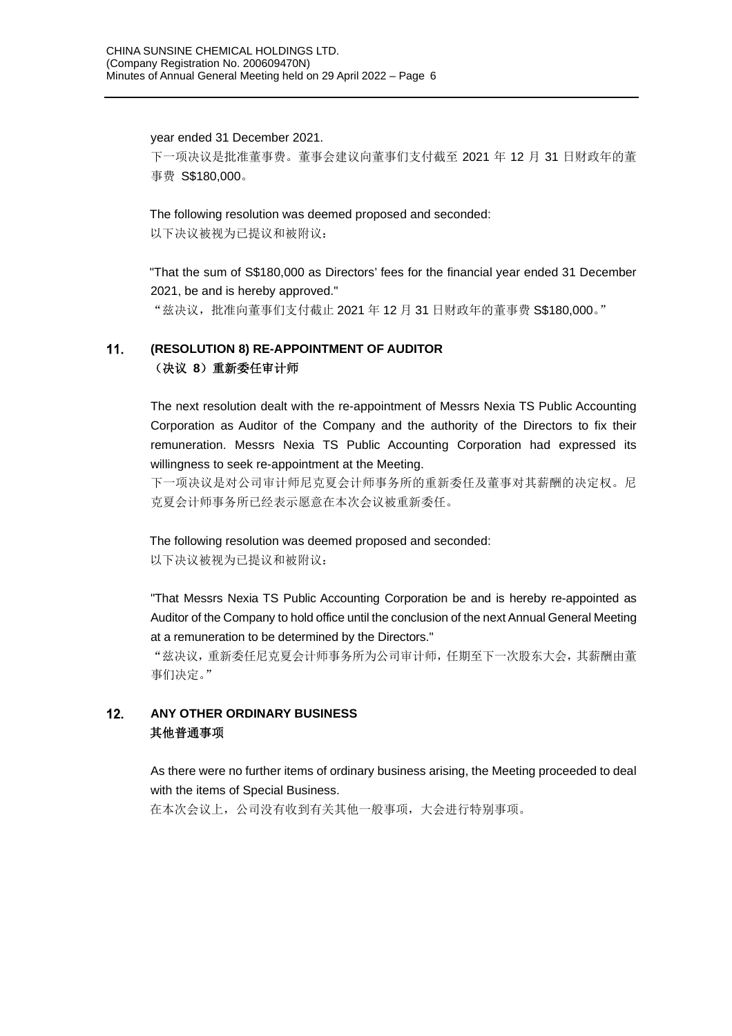year ended 31 December 2021.

下一项决议是批准董事费。董事会建议向董事们支付截至 2021 年 12 月 31 日财政年的董事费 S$180,000。

The following resolution was deemed proposed and seconded:

以下决议被视为已提议和被附议：

"That the sum of S$180,000 as Directors' fees for the financial year ended 31 December 2021, be and is hereby approved."

"兹决议，批准向董事们支付截止 2021 年 12 月 31 日财政年的董事费 S$180,000。"

## 11. (RESOLUTION 8) RE-APPOINTMENT OF AUDITOR
## （决议 8）重新委任审计师

The next resolution dealt with the re-appointment of Messrs Nexia TS Public Accounting Corporation as Auditor of the Company and the authority of the Directors to fix their remuneration. Messrs Nexia TS Public Accounting Corporation had expressed its willingness to seek re-appointment at the Meeting.

下一项决议是对公司审计师尼克夏会计师事务所的重新委任及董事对其薪酬的决定权。尼克夏会计师事务所已经表示愿意在本次会议被重新委任。

The following resolution was deemed proposed and seconded:

以下决议被视为已提议和被附议：

"That Messrs Nexia TS Public Accounting Corporation be and is hereby re-appointed as Auditor of the Company to hold office until the conclusion of the next Annual General Meeting at a remuneration to be determined by the Directors."

"兹决议，重新委任尼克夏会计师事务所为公司审计师，任期至下一次股东大会，其薪酬由董事们决定。"

## 12. ANY OTHER ORDINARY BUSINESS
## 其他普通事项

As there were no further items of ordinary business arising, the Meeting proceeded to deal with the items of Special Business.

在本次会议上，公司没有收到有关其他一般事项，大会进行特别事项。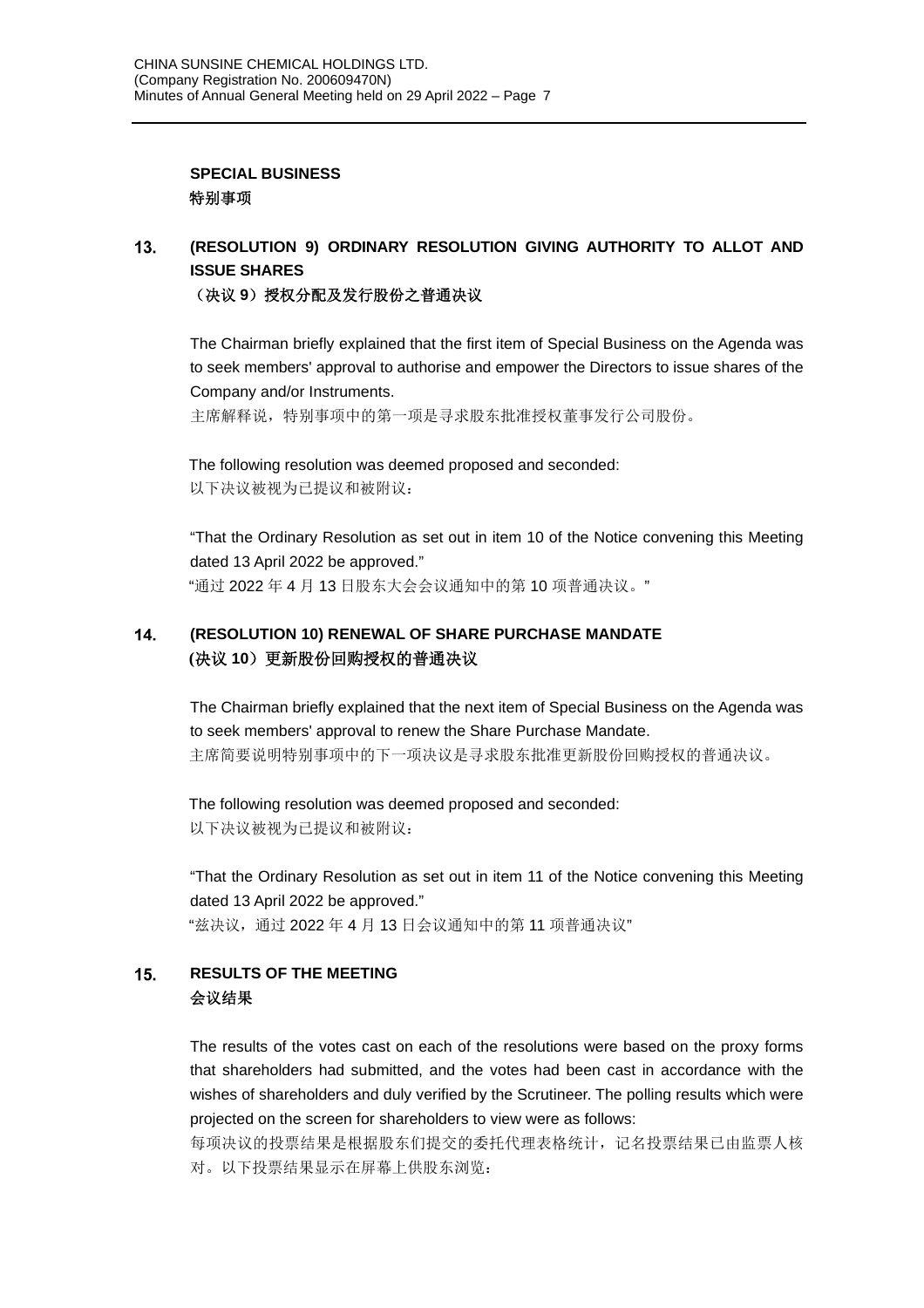**SPECIAL BUSINESS**
**特别事项**

## 13. (RESOLUTION 9) ORDINARY RESOLUTION GIVING AUTHORITY TO ALLOT AND ISSUE SHARES
## （决议 9）授权分配及发行股份之普通决议

The Chairman briefly explained that the first item of Special Business on the Agenda was to seek members' approval to authorise and empower the Directors to issue shares of the Company and/or Instruments.
主席解释说，特别事项中的第一项是寻求股东批准授权董事发行公司股份。

The following resolution was deemed proposed and seconded:
以下决议被视为已提议和被附议：

"That the Ordinary Resolution as set out in item 10 of the Notice convening this Meeting dated 13 April 2022 be approved."
"通过 2022 年 4 月 13 日股东大会会议通知中的第 10 项普通决议。"

## 14. (RESOLUTION 10) RENEWAL OF SHARE PURCHASE MANDATE
## (决议 10）更新股份回购授权的普通决议

The Chairman briefly explained that the next item of Special Business on the Agenda was to seek members' approval to renew the Share Purchase Mandate.
主席简要说明特别事项中的下一项决议是寻求股东批准更新股份回购授权的普通决议。

The following resolution was deemed proposed and seconded:
以下决议被视为已提议和被附议：

"That the Ordinary Resolution as set out in item 11 of the Notice convening this Meeting dated 13 April 2022 be approved."
"兹决议，通过 2022 年 4 月 13 日会议通知中的第 11 项普通决议"

## 15. RESULTS OF THE MEETING
## 会议结果

The results of the votes cast on each of the resolutions were based on the proxy forms that shareholders had submitted, and the votes had been cast in accordance with the wishes of shareholders and duly verified by the Scrutineer. The polling results which were projected on the screen for shareholders to view were as follows:
每项决议的投票结果是根据股东们提交的委托代理表格统计，记名投票结果已由监票人核对。以下投票结果显示在屏幕上供股东浏览：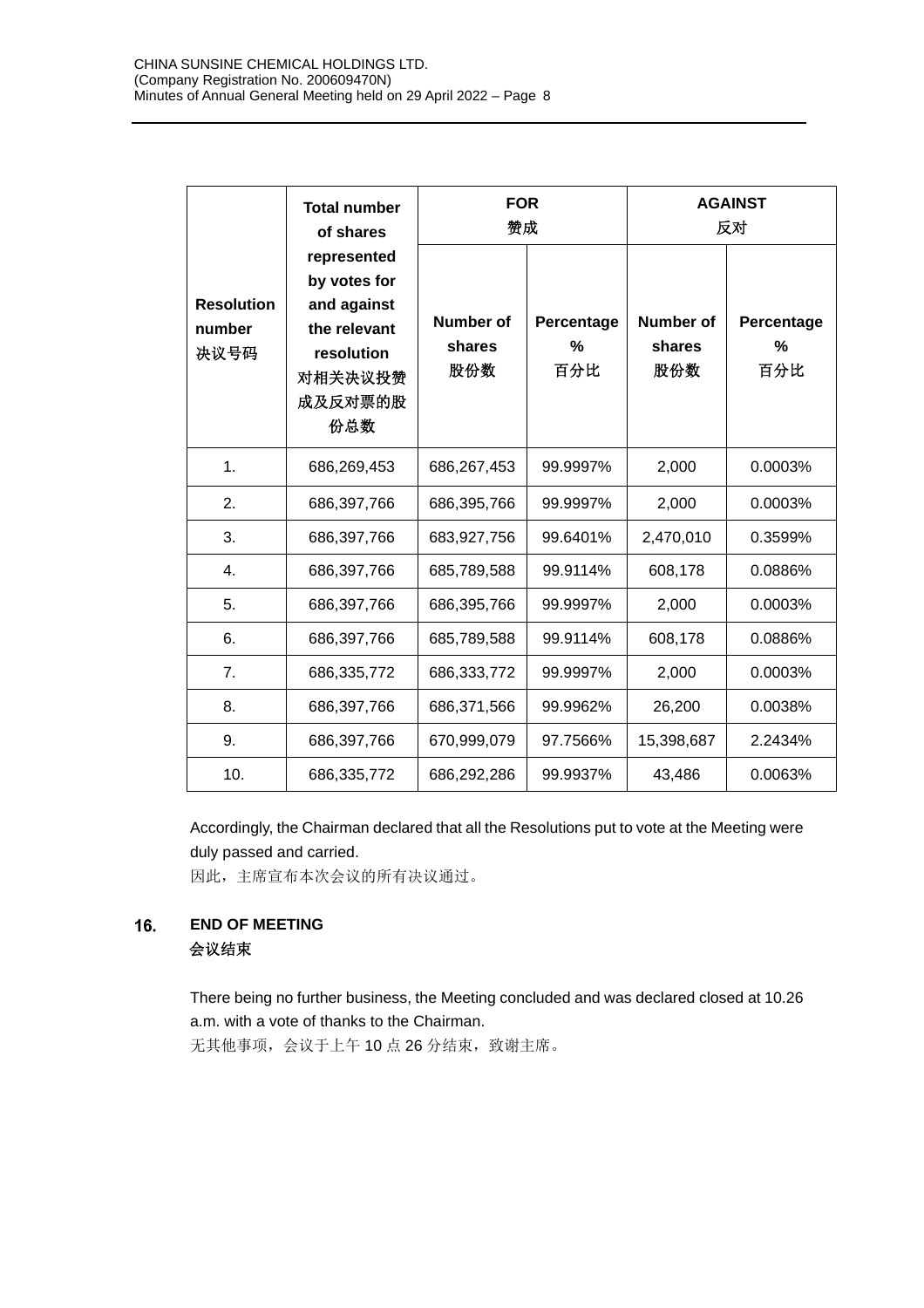| Resolution number 决议号码 | Total number of shares represented by votes for and against the relevant resolution 对相关决议投赞成及反对票的股份总数 | FOR 赞成 | | AGAINST 反对 | |
|---|---|---|---|---|---|
| | | Number of shares 股份数 | Percentage % 百分比 | Number of shares 股份数 | Percentage % 百分比 |
| 1. | 686,269,453 | 686,267,453 | 99.9997% | 2,000 | 0.0003% |
| 2. | 686,397,766 | 686,395,766 | 99.9997% | 2,000 | 0.0003% |
| 3. | 686,397,766 | 683,927,756 | 99.6401% | 2,470,010 | 0.3599% |
| 4. | 686,397,766 | 685,789,588 | 99.9114% | 608,178 | 0.0886% |
| 5. | 686,397,766 | 686,395,766 | 99.9997% | 2,000 | 0.0003% |
| 6. | 686,397,766 | 685,789,588 | 99.9114% | 608,178 | 0.0886% |
| 7. | 686,335,772 | 686,333,772 | 99.9997% | 2,000 | 0.0003% |
| 8. | 686,397,766 | 686,371,566 | 99.9962% | 26,200 | 0.0038% |
| 9. | 686,397,766 | 670,999,079 | 97.7566% | 15,398,687 | 2.2434% |
| 10. | 686,335,772 | 686,292,286 | 99.9937% | 43,486 | 0.0063% |

Accordingly, the Chairman declared that all the Resolutions put to vote at the Meeting were duly passed and carried.
因此，主席宣布本次会议的所有决议通过。

## 16. END OF MEETING
**会议结束**

There being no further business, the Meeting concluded and was declared closed at 10.26 a.m. with a vote of thanks to the Chairman.
无其他事项，会议于上午 10 点 26 分结束，致谢主席。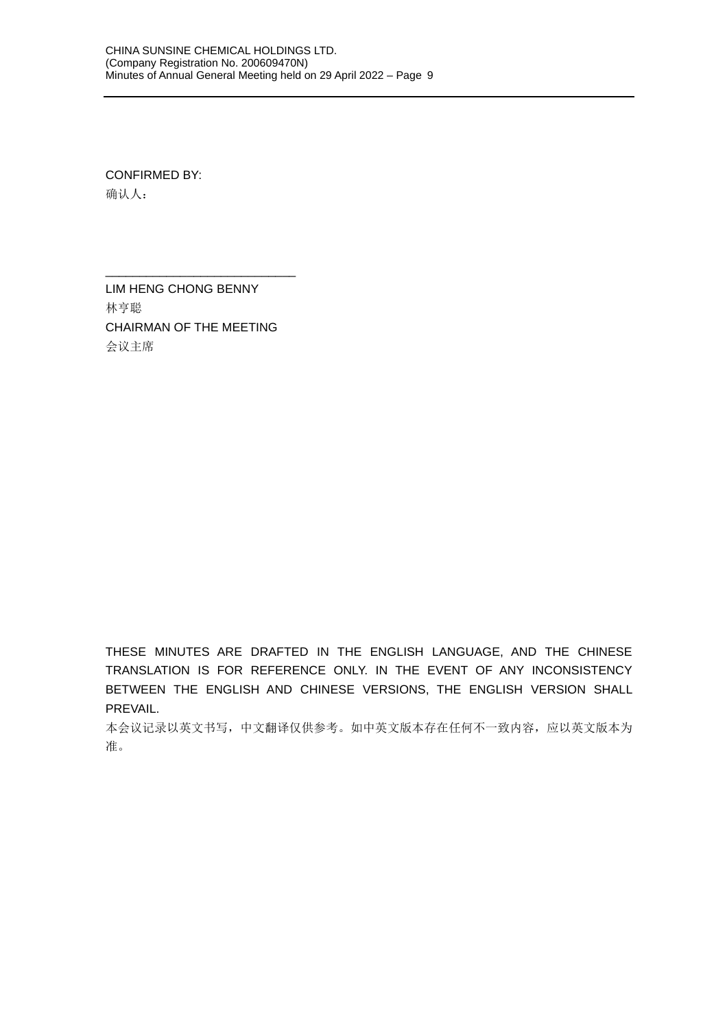CONFIRMED BY:
确认人：

\_\_\_\_\_\_\_\_\_\_\_\_\_\_\_\_\_\_\_\_\_\_\_\_\_\_\_\_\_

LIM HENG CHONG BENNY
林亨聪
CHAIRMAN OF THE MEETING
会议主席

THESE MINUTES ARE DRAFTED IN THE ENGLISH LANGUAGE, AND THE CHINESE TRANSLATION IS FOR REFERENCE ONLY. IN THE EVENT OF ANY INCONSISTENCY BETWEEN THE ENGLISH AND CHINESE VERSIONS, THE ENGLISH VERSION SHALL PREVAIL.
本会议记录以英文书写，中文翻译仅供参考。如中英文版本存在任何不一致内容，应以英文版本为准。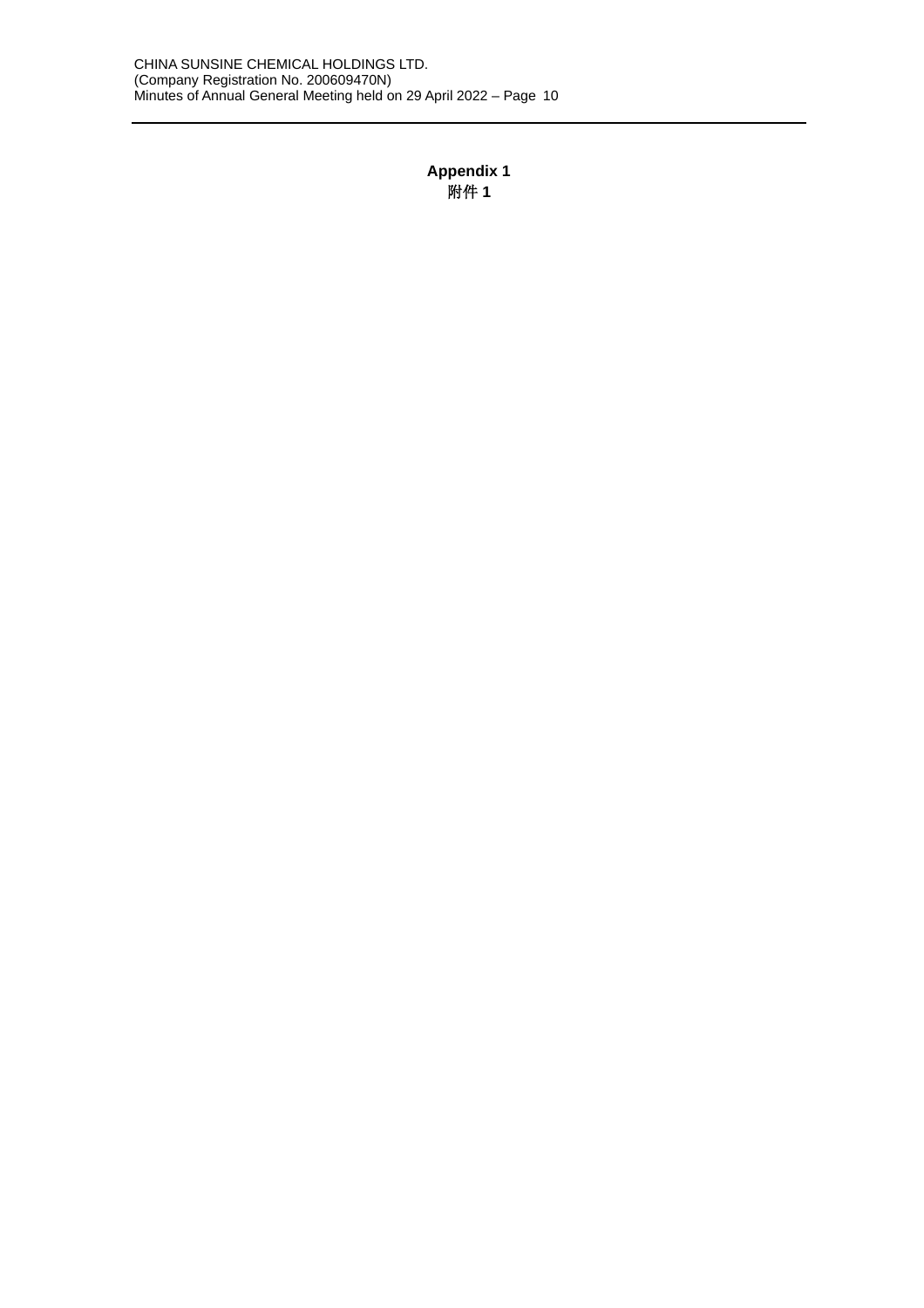**Appendix 1**

附件 **1**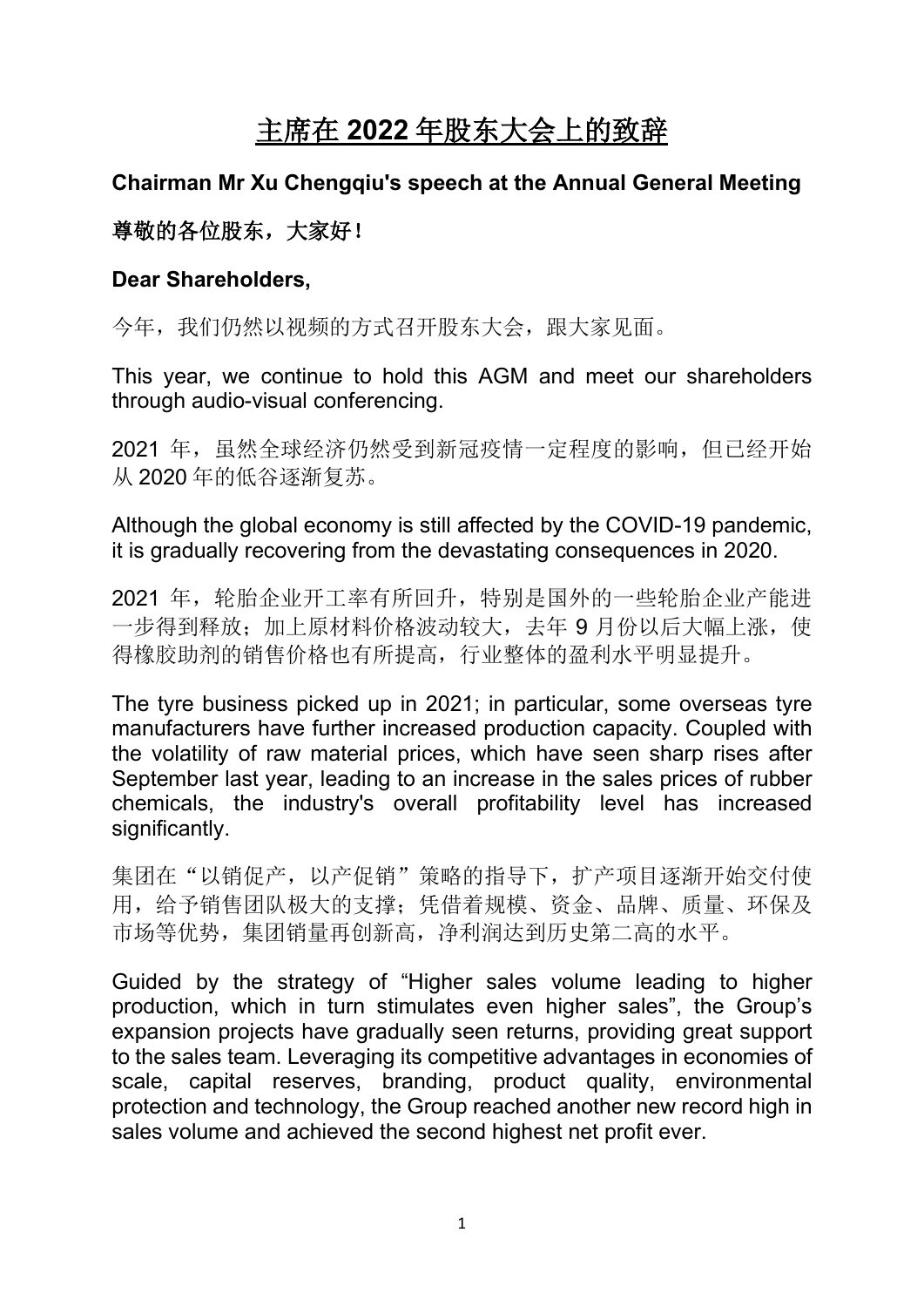# 主席在 2022 年股东大会上的致辞

**Chairman Mr Xu Chengqiu's speech at the Annual General Meeting**

**尊敬的各位股东，大家好！**

**Dear Shareholders,**

今年，我们仍然以视频的方式召开股东大会，跟大家见面。

This year, we continue to hold this AGM and meet our shareholders through audio-visual conferencing.

2021 年，虽然全球经济仍然受到新冠疫情一定程度的影响，但已经开始从 2020 年的低谷逐渐复苏。

Although the global economy is still affected by the COVID-19 pandemic, it is gradually recovering from the devastating consequences in 2020.

2021 年，轮胎企业开工率有所回升，特别是国外的一些轮胎企业产能进一步得到释放；加上原材料价格波动较大，去年 9 月份以后大幅上涨，使得橡胶助剂的销售价格也有所提高，行业整体的盈利水平明显提升。

The tyre business picked up in 2021; in particular, some overseas tyre manufacturers have further increased production capacity. Coupled with the volatility of raw material prices, which have seen sharp rises after September last year, leading to an increase in the sales prices of rubber chemicals, the industry's overall profitability level has increased significantly.

集团在“以销促产，以产促销”策略的指导下，扩产项目逐渐开始交付使用，给予销售团队极大的支撑；凭借着规模、资金、品牌、质量、环保及市场等优势，集团销量再创新高，净利润达到历史第二高的水平。

Guided by the strategy of “Higher sales volume leading to higher production, which in turn stimulates even higher sales”, the Group’s expansion projects have gradually seen returns, providing great support to the sales team. Leveraging its competitive advantages in economies of scale, capital reserves, branding, product quality, environmental protection and technology, the Group reached another new record high in sales volume and achieved the second highest net profit ever.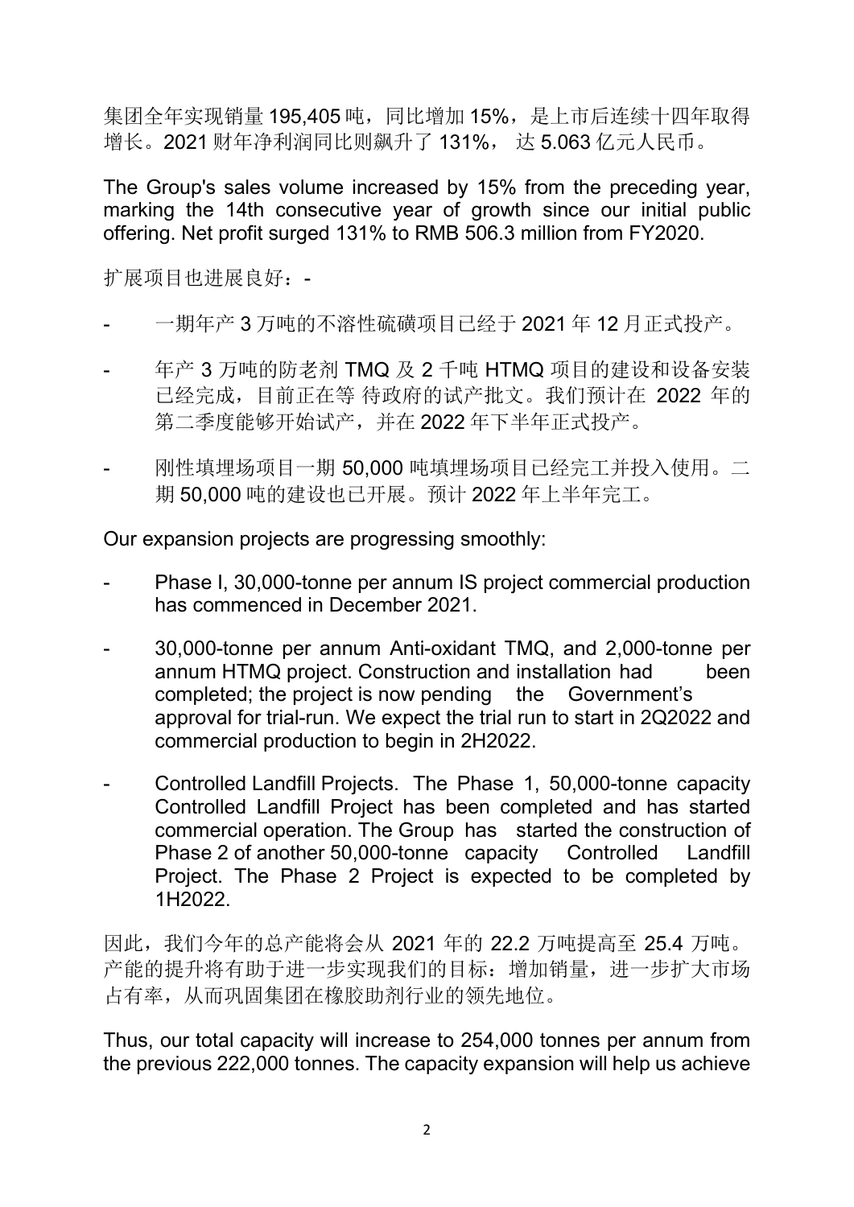集团全年实现销量 195,405 吨，同比增加 15%，是上市后连续十四年取得增长。2021 财年净利润同比则飙升了 131%， 达 5.063 亿元人民币。

The Group's sales volume increased by 15% from the preceding year, marking the 14th consecutive year of growth since our initial public offering. Net profit surged 131% to RMB 506.3 million from FY2020.

扩展项目也进展良好：-

- 一期年产 3 万吨的不溶性硫磺项目已经于 2021 年 12 月正式投产。
- 年产 3 万吨的防老剂 TMQ 及 2 千吨 HTMQ 项目的建设和设备安装已经完成，目前正在等 待政府的试产批文。我们预计在 2022 年的第二季度能够开始试产，并在 2022 年下半年正式投产。
- 刚性填埋场项目一期 50,000 吨填埋场项目已经完工并投入使用。二期 50,000 吨的建设也已开展。预计 2022 年上半年完工。

Our expansion projects are progressing smoothly:

- Phase I, 30,000-tonne per annum IS project commercial production has commenced in December 2021.
- 30,000-tonne per annum Anti-oxidant TMQ, and 2,000-tonne per annum HTMQ project. Construction and installation had been completed; the project is now pending the Government's approval for trial-run. We expect the trial run to start in 2Q2022 and commercial production to begin in 2H2022.
- Controlled Landfill Projects. The Phase 1, 50,000-tonne capacity Controlled Landfill Project has been completed and has started commercial operation. The Group has started the construction of Phase 2 of another 50,000-tonne capacity Controlled Landfill Project. The Phase 2 Project is expected to be completed by 1H2022.

因此，我们今年的总产能将会从 2021 年的 22.2 万吨提高至 25.4 万吨。产能的提升将有助于进一步实现我们的目标：增加销量，进一步扩大市场占有率，从而巩固集团在橡胶助剂行业的领先地位。

Thus, our total capacity will increase to 254,000 tonnes per annum from the previous 222,000 tonnes. The capacity expansion will help us achieve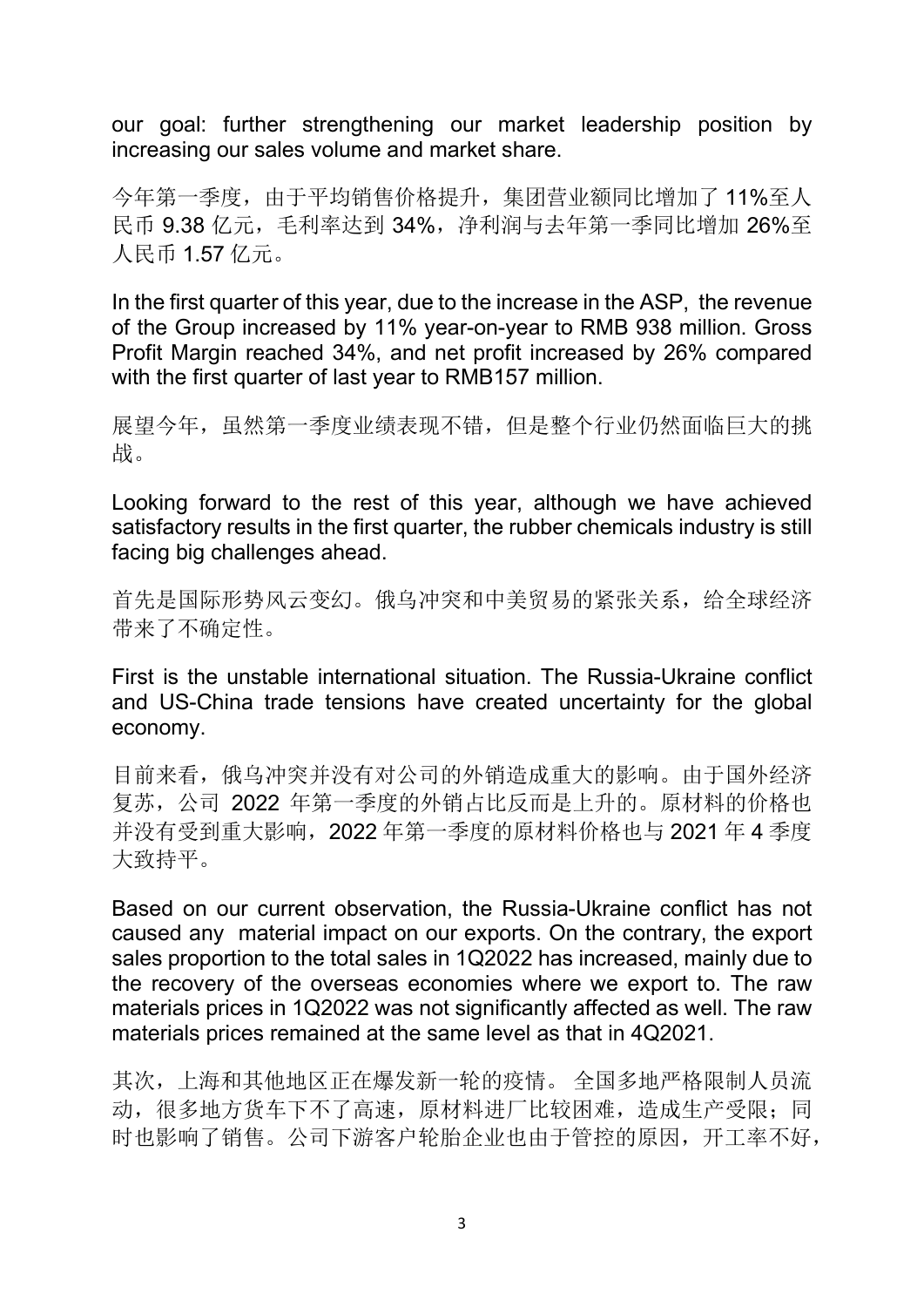our goal: further strengthening our market leadership position by increasing our sales volume and market share.

今年第一季度，由于平均销售价格提升，集团营业额同比增加了 11%至人民币 9.38 亿元，毛利率达到 34%，净利润与去年第一季同比增加 26%至人民币 1.57 亿元。

In the first quarter of this year, due to the increase in the ASP, the revenue of the Group increased by 11% year-on-year to RMB 938 million. Gross Profit Margin reached 34%, and net profit increased by 26% compared with the first quarter of last year to RMB157 million.

展望今年，虽然第一季度业绩表现不错，但是整个行业仍然面临巨大的挑战。

Looking forward to the rest of this year, although we have achieved satisfactory results in the first quarter, the rubber chemicals industry is still facing big challenges ahead.

首先是国际形势风云变幻。俄乌冲突和中美贸易的紧张关系，给全球经济带来了不确定性。

First is the unstable international situation. The Russia-Ukraine conflict and US-China trade tensions have created uncertainty for the global economy.

目前来看，俄乌冲突并没有对公司的外销造成重大的影响。由于国外经济复苏，公司 2022 年第一季度的外销占比反而是上升的。原材料的价格也并没有受到重大影响，2022 年第一季度的原材料价格也与 2021 年 4 季度大致持平。

Based on our current observation, the Russia-Ukraine conflict has not caused any material impact on our exports. On the contrary, the export sales proportion to the total sales in 1Q2022 has increased, mainly due to the recovery of the overseas economies where we export to. The raw materials prices in 1Q2022 was not significantly affected as well. The raw materials prices remained at the same level as that in 4Q2021.

其次，上海和其他地区正在爆发新一轮的疫情。全国多地严格限制人员流动，很多地方货车下不了高速，原材料进厂比较困难，造成生产受限；同时也影响了销售。公司下游客户轮胎企业也由于管控的原因，开工率不好，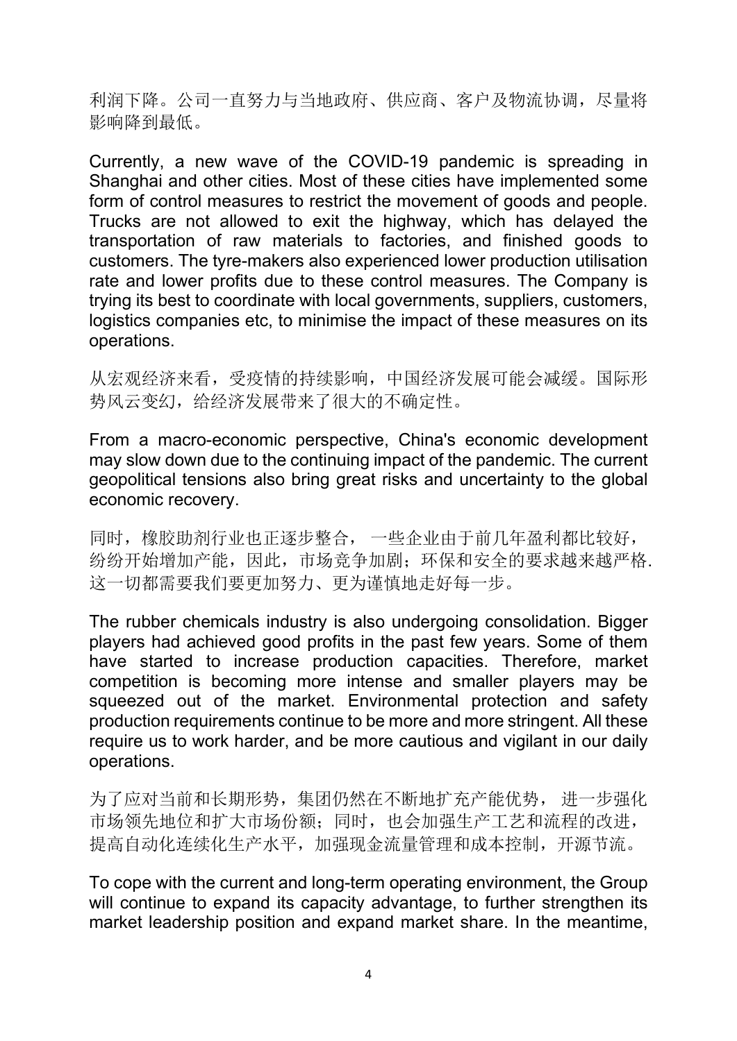利润下降。公司一直努力与当地政府、供应商、客户及物流协调，尽量将影响降到最低。

Currently, a new wave of the COVID-19 pandemic is spreading in Shanghai and other cities. Most of these cities have implemented some form of control measures to restrict the movement of goods and people. Trucks are not allowed to exit the highway, which has delayed the transportation of raw materials to factories, and finished goods to customers. The tyre-makers also experienced lower production utilisation rate and lower profits due to these control measures. The Company is trying its best to coordinate with local governments, suppliers, customers, logistics companies etc, to minimise the impact of these measures on its operations.

从宏观经济来看，受疫情的持续影响，中国经济发展可能会减缓。国际形势风云变幻，给经济发展带来了很大的不确定性。

From a macro-economic perspective, China's economic development may slow down due to the continuing impact of the pandemic. The current geopolitical tensions also bring great risks and uncertainty to the global economic recovery.

同时，橡胶助剂行业也正逐步整合， 一些企业由于前几年盈利都比较好，纷纷开始增加产能，因此，市场竞争加剧；环保和安全的要求越来越严格. 这一切都需要我们要更加努力、更为谨慎地走好每一步。

The rubber chemicals industry is also undergoing consolidation. Bigger players had achieved good profits in the past few years. Some of them have started to increase production capacities. Therefore, market competition is becoming more intense and smaller players may be squeezed out of the market. Environmental protection and safety production requirements continue to be more and more stringent. All these require us to work harder, and be more cautious and vigilant in our daily operations.

为了应对当前和长期形势，集团仍然在不断地扩充产能优势， 进一步强化市场领先地位和扩大市场份额；同时，也会加强生产工艺和流程的改进，提高自动化连续化生产水平，加强现金流量管理和成本控制，开源节流。

To cope with the current and long-term operating environment, the Group will continue to expand its capacity advantage, to further strengthen its market leadership position and expand market share. In the meantime,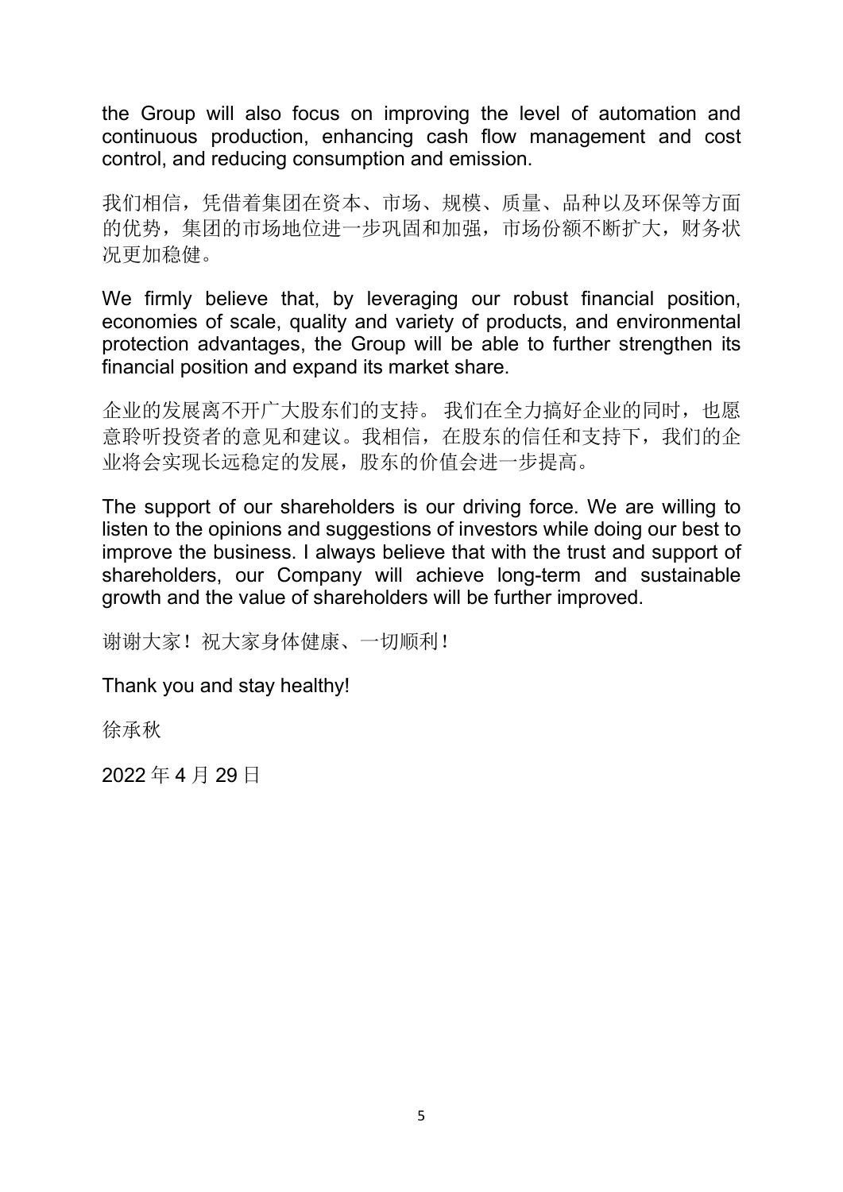the Group will also focus on improving the level of automation and continuous production, enhancing cash flow management and cost control, and reducing consumption and emission.

我们相信，凭借着集团在资本、市场、规模、质量、品种以及环保等方面的优势，集团的市场地位进一步巩固和加强，市场份额不断扩大，财务状况更加稳健。

We firmly believe that, by leveraging our robust financial position, economies of scale, quality and variety of products, and environmental protection advantages, the Group will be able to further strengthen its financial position and expand its market share.

企业的发展离不开广大股东们的支持。 我们在全力搞好企业的同时，也愿意聆听投资者的意见和建议。我相信，在股东的信任和支持下，我们的企业将会实现长远稳定的发展，股东的价值会进一步提高。

The support of our shareholders is our driving force. We are willing to listen to the opinions and suggestions of investors while doing our best to improve the business. I always believe that with the trust and support of shareholders, our Company will achieve long-term and sustainable growth and the value of shareholders will be further improved.

谢谢大家！祝大家身体健康、一切顺利！

Thank you and stay healthy!

徐承秋

2022 年 4 月 29 日